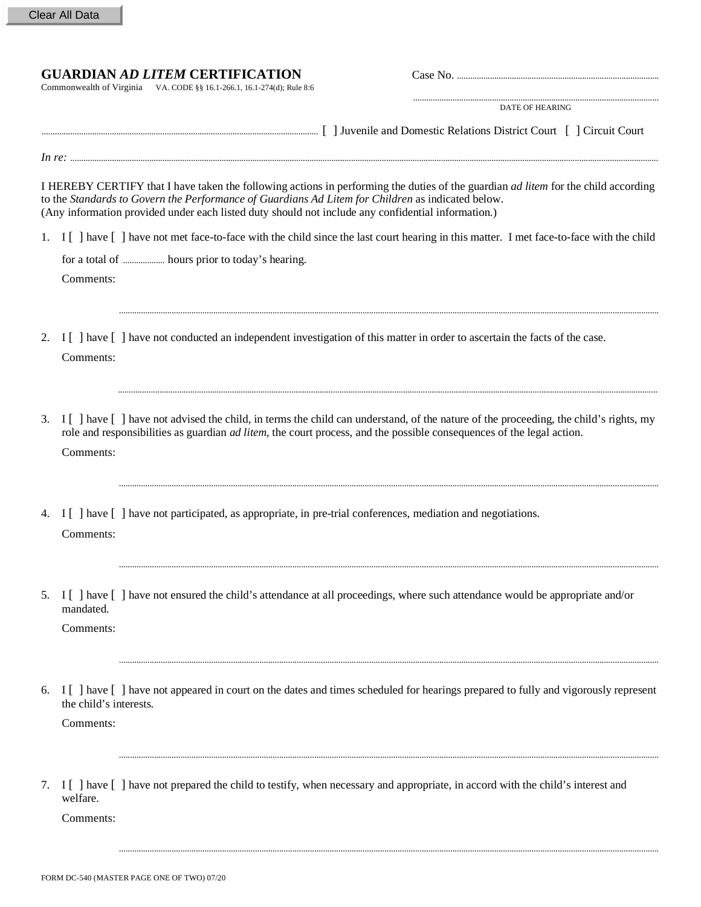Clear All Data

# GUARDIAN *AD LITEM* CERTIFICATION

Commonwealth of Virginia VA. CODE §§ 16.1-266.1, 16.1-274(d); Rule 8:6

Case No. ..........................................................................................

..........................................................................................................
DATE OF HEARING

.......................................................................................................... [ ] Juvenile and Domestic Relations District Court [ ] Circuit Court

*In re:* ..........................................................................................................................................................................................................

I HEREBY CERTIFY that I have taken the following actions in performing the duties of the guardian *ad litem* for the child according to the *Standards to Govern the Performance of Guardians Ad Litem for Children* as indicated below.
(Any information provided under each listed duty should not include any confidential information.)

1. I [ ] have [ ] have not met face-to-face with the child since the last court hearing in this matter. I met face-to-face with the child for a total of .................. hours prior to today's hearing.

   Comments:

   ..........................................................................................................................................................................................................

2. I [ ] have [ ] have not conducted an independent investigation of this matter in order to ascertain the facts of the case.

   Comments:

   ..........................................................................................................................................................................................................

3. I [ ] have [ ] have not advised the child, in terms the child can understand, of the nature of the proceeding, the child's rights, my role and responsibilities as guardian *ad litem*, the court process, and the possible consequences of the legal action.

   Comments:

   ..........................................................................................................................................................................................................

4. I [ ] have [ ] have not participated, as appropriate, in pre-trial conferences, mediation and negotiations.

   Comments:

   ..........................................................................................................................................................................................................

5. I [ ] have [ ] have not ensured the child's attendance at all proceedings, where such attendance would be appropriate and/or mandated.

   Comments:

   ..........................................................................................................................................................................................................

6. I [ ] have [ ] have not appeared in court on the dates and times scheduled for hearings prepared to fully and vigorously represent the child's interests.

   Comments:

   ..........................................................................................................................................................................................................

7. I [ ] have [ ] have not prepared the child to testify, when necessary and appropriate, in accord with the child's interest and welfare.

   Comments:

   ..........................................................................................................................................................................................................

FORM DC-540 (MASTER PAGE ONE OF TWO) 07/20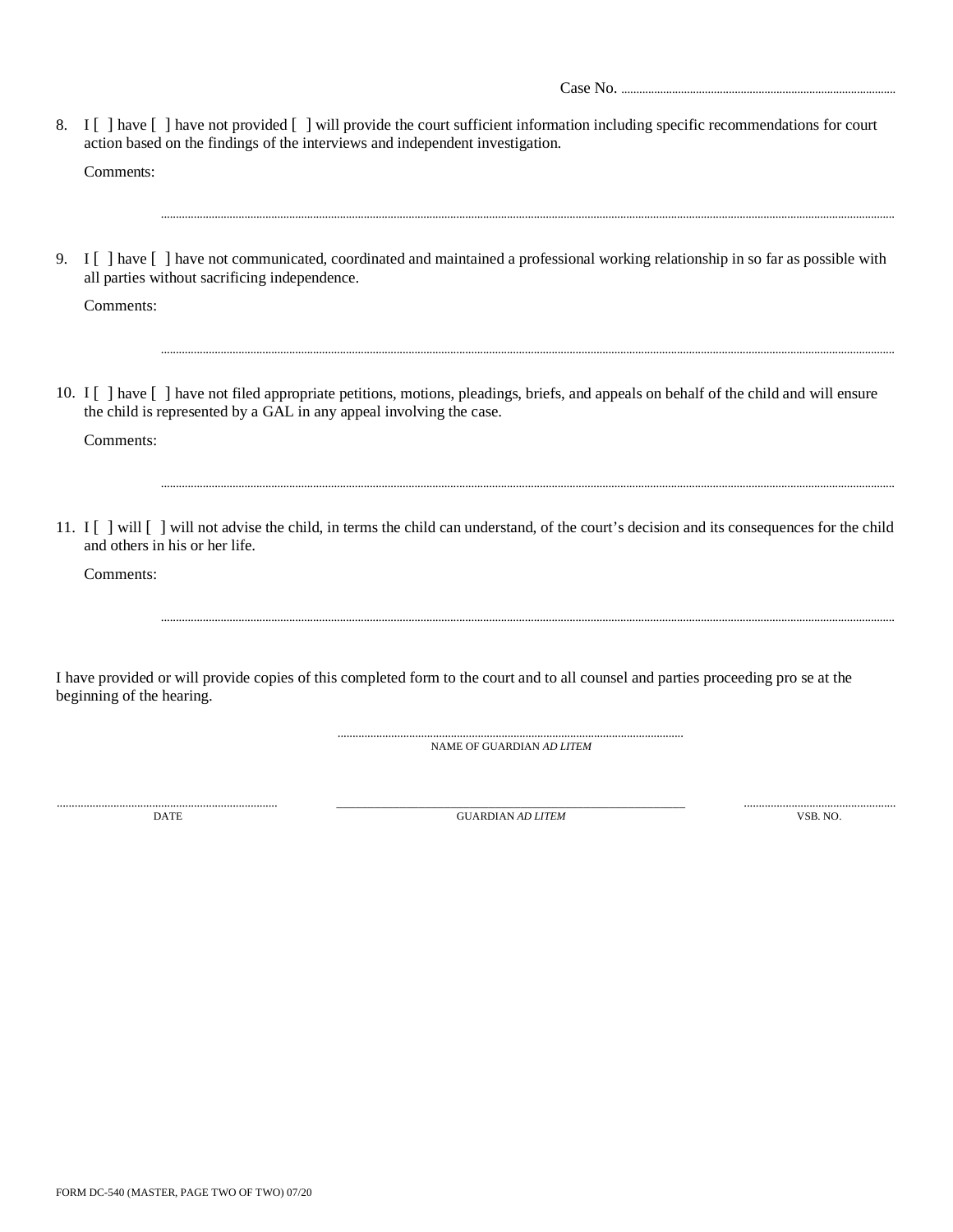Case No. ..........................................................................................

8. I [ ] have [ ] have not provided [ ] will provide the court sufficient information including specific recommendations for court action based on the findings of the interviews and independent investigation.

   Comments:

   ..........................................................................................................................................................................................

9. I [ ] have [ ] have not communicated, coordinated and maintained a professional working relationship in so far as possible with all parties without sacrificing independence.

   Comments:

   ..........................................................................................................................................................................................

10. I [ ] have [ ] have not filed appropriate petitions, motions, pleadings, briefs, and appeals on behalf of the child and will ensure the child is represented by a GAL in any appeal involving the case.

    Comments:

    ..........................................................................................................................................................................................

11. I [ ] will [ ] will not advise the child, in terms the child can understand, of the court's decision and its consequences for the child and others in his or her life.

    Comments:

    ..........................................................................................................................................................................................

I have provided or will provide copies of this completed form to the court and to all counsel and parties proceeding pro se at the beginning of the hearing.

..................................................................................................................
NAME OF GUARDIAN *AD LITEM*

| | | |
|---|---|---|
| ......................................................................... | ______________________________________________ | .................................................. |
| DATE | GUARDIAN *AD LITEM* | VSB. NO. |

FORM DC-540 (MASTER, PAGE TWO OF TWO) 07/20